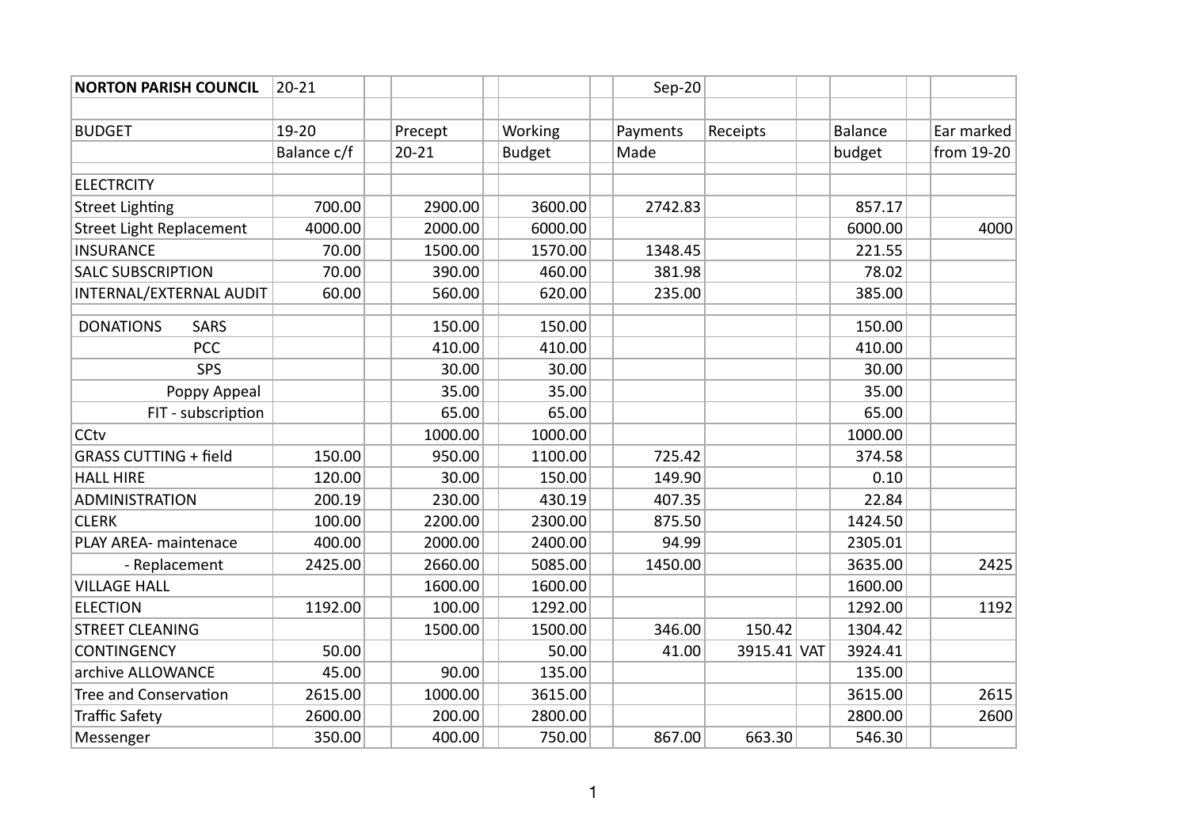| NORTON PARISH COUNCIL | 20-21 | | | | | Sep-20 | | | | | |
|---|---|---|---|---|---|---|---|---|---|---|---|
| | | | | | | | | | | | |
| BUDGET | 19-20 | | Precept | | Working | | Payments | Receipts | | Balance | | Ear marked |
| | Balance c/f | | 20-21 | | Budget | | Made | | | budget | | from 19-20 |
| ELECTRCITY | | | | | | | | | | | | |
| Street Lighting | 700.00 | | 2900.00 | | 3600.00 | | 2742.83 | | | 857.17 | | |
| Street Light Replacement | 4000.00 | | 2000.00 | | 6000.00 | | | | | 6000.00 | | 4000 |
| INSURANCE | 70.00 | | 1500.00 | | 1570.00 | | 1348.45 | | | 221.55 | | |
| SALC SUBSCRIPTION | 70.00 | | 390.00 | | 460.00 | | 381.98 | | | 78.02 | | |
| INTERNAL/EXTERNAL AUDIT | 60.00 | | 560.00 | | 620.00 | | 235.00 | | | 385.00 | | |
| DONATIONS SARS | | | 150.00 | | 150.00 | | | | | 150.00 | | |
| PCC | | | 410.00 | | 410.00 | | | | | 410.00 | | |
| SPS | | | 30.00 | | 30.00 | | | | | 30.00 | | |
| Poppy Appeal | | | 35.00 | | 35.00 | | | | | 35.00 | | |
| FIT - subscription | | | 65.00 | | 65.00 | | | | | 65.00 | | |
| CCtv | | | 1000.00 | | 1000.00 | | | | | 1000.00 | | |
| GRASS CUTTING + field | 150.00 | | 950.00 | | 1100.00 | | 725.42 | | | 374.58 | | |
| HALL HIRE | 120.00 | | 30.00 | | 150.00 | | 149.90 | | | 0.10 | | |
| ADMINISTRATION | 200.19 | | 230.00 | | 430.19 | | 407.35 | | | 22.84 | | |
| CLERK | 100.00 | | 2200.00 | | 2300.00 | | 875.50 | | | 1424.50 | | |
| PLAY AREA- maintenace | 400.00 | | 2000.00 | | 2400.00 | | 94.99 | | | 2305.01 | | |
| - Replacement | 2425.00 | | 2660.00 | | 5085.00 | | 1450.00 | | | 3635.00 | | 2425 |
| VILLAGE HALL | | | 1600.00 | | 1600.00 | | | | | 1600.00 | | |
| ELECTION | 1192.00 | | 100.00 | | 1292.00 | | | | | 1292.00 | | 1192 |
| STREET CLEANING | | | 1500.00 | | 1500.00 | | 346.00 | 150.42 | | 1304.42 | | |
| CONTINGENCY | 50.00 | | | | 50.00 | | 41.00 | 3915.41 | VAT | 3924.41 | | |
| archive ALLOWANCE | 45.00 | | 90.00 | | 135.00 | | | | | 135.00 | | |
| Tree and Conservation | 2615.00 | | 1000.00 | | 3615.00 | | | | | 3615.00 | | 2615 |
| Traffic Safety | 2600.00 | | 200.00 | | 2800.00 | | | | | 2800.00 | | 2600 |
| Messenger | 350.00 | | 400.00 | | 750.00 | | 867.00 | 663.30 | | 546.30 | | |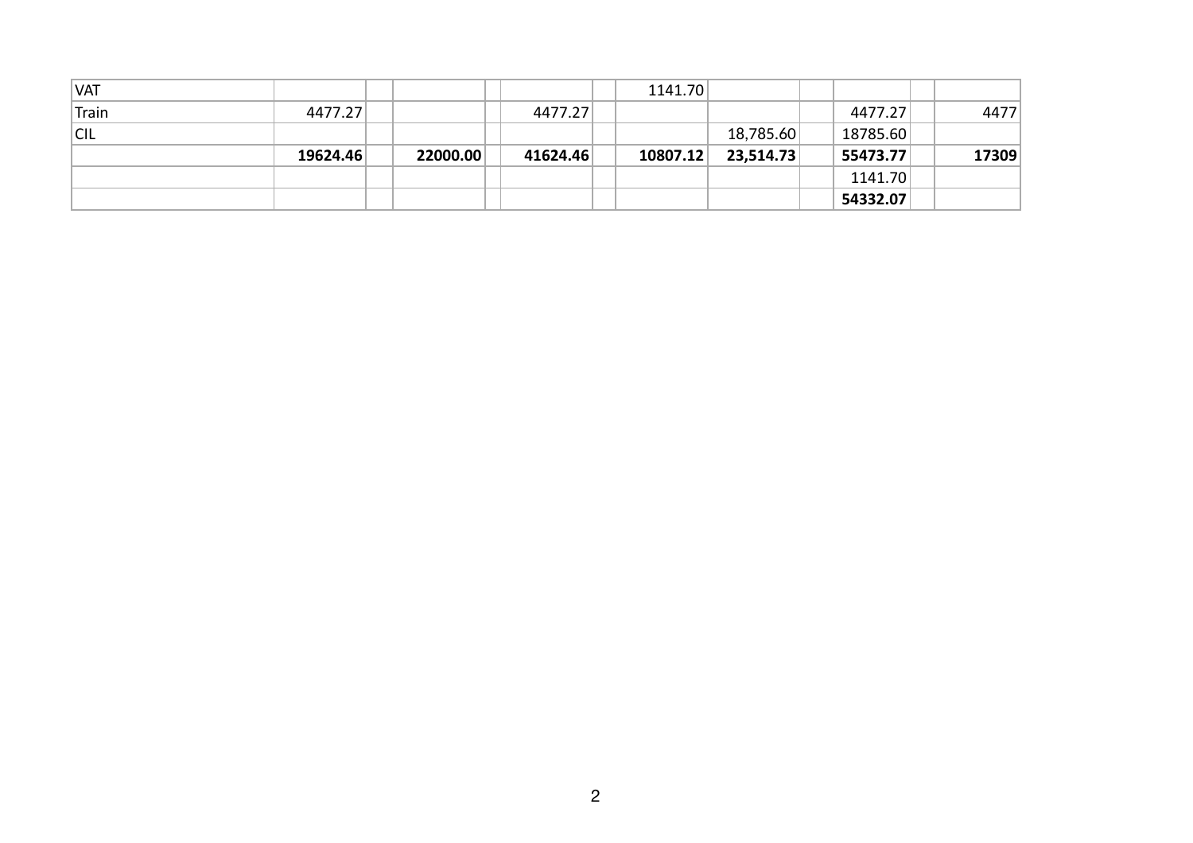| | | | | | | | | | | | | |
|---|---|---|---|---|---|---|---|---|---|---|---|---|
| VAT | | | | | | | 1141.70 | | | | | |
| Train | 4477.27 | | | | 4477.27 | | | | | 4477.27 | | 4477 |
| CIL | | | | | | | | 18,785.60 | | 18785.60 | | |
| | **19624.46** | | **22000.00** | | **41624.46** | | **10807.12** | **23,514.73** | | **55473.77** | | **17309** |
| | | | | | | | | | | 1141.70 | | |
| | | | | | | | | | | **54332.07** | | |